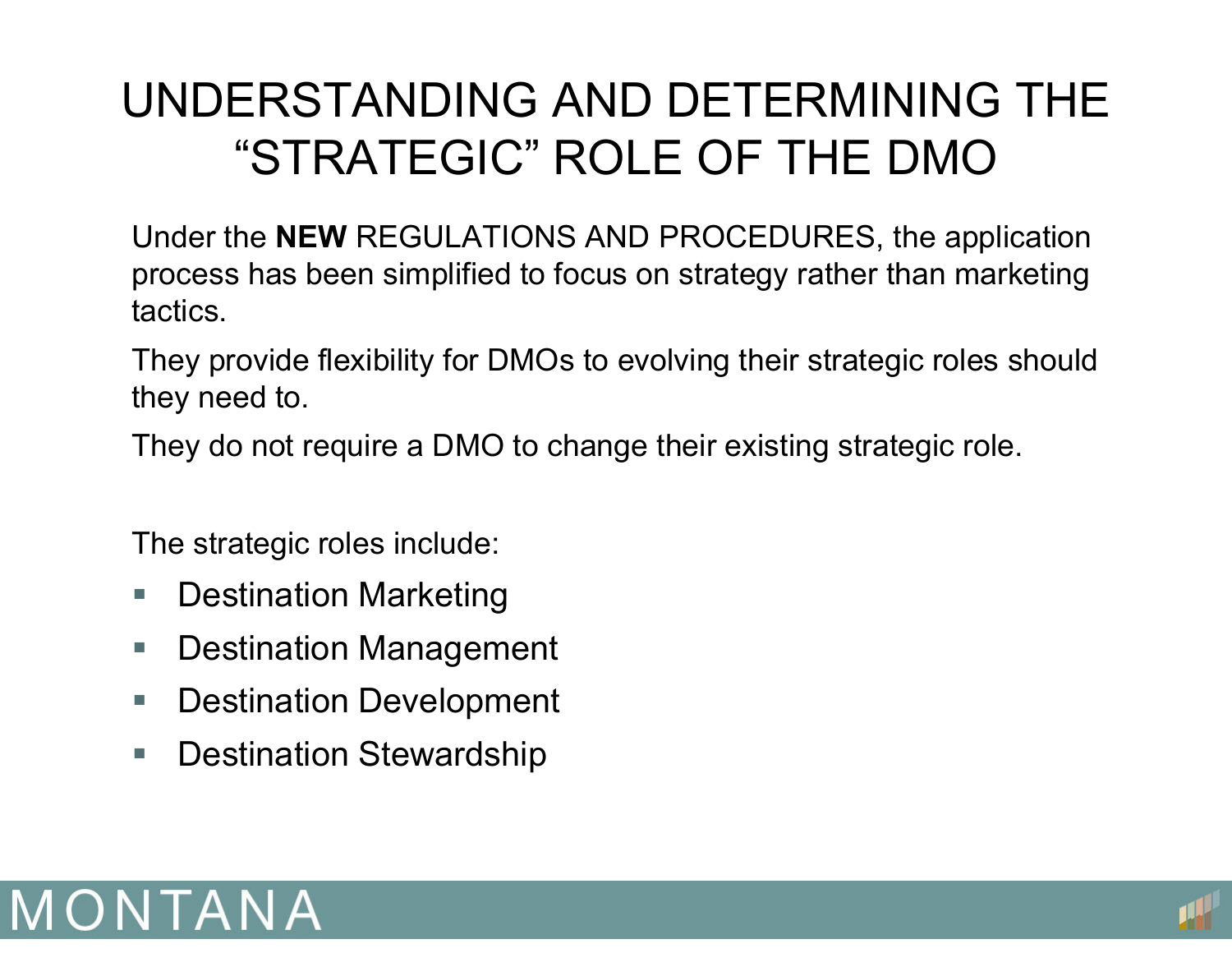# UNDERSTANDING AND DETERMINING THE "STRATEGIC" ROLE OF THE DMO

Under the **NEW** REGULATIONS AND PROCEDURES, the application process has been simplified to focus on strategy rather than marketing tactics.

They provide flexibility for DMOs to evolving their strategic roles should they need to.

They do not require a DMO to change their existing strategic role.

The strategic roles include:

- Destination Marketing
- Destination Management
- Destination Development
- Destination Stewardship

MONTANA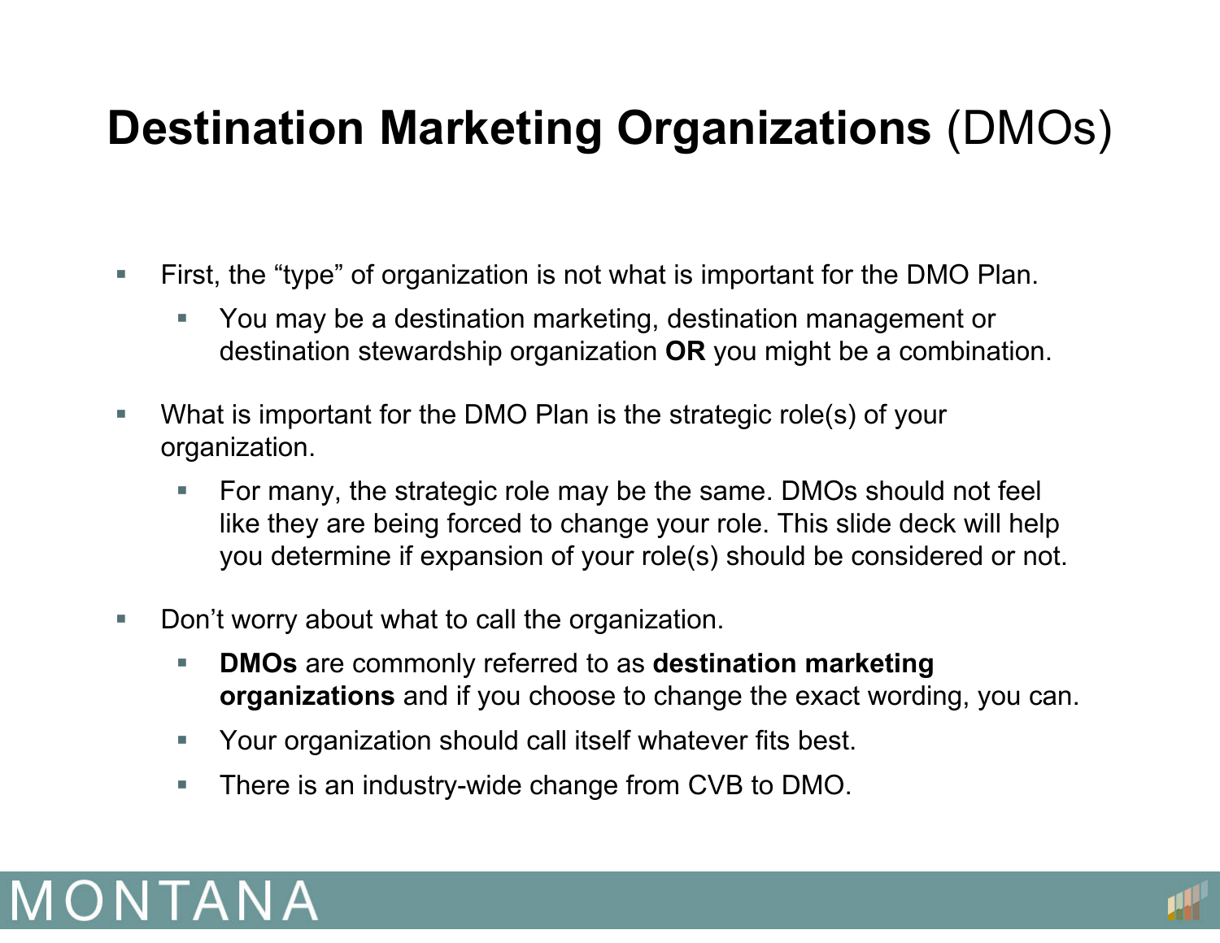# **Destination Marketing Organizations** (DMOs)

- First, the "type" of organization is not what is important for the DMO Plan.
  - You may be a destination marketing, destination management or destination stewardship organization **OR** you might be a combination.
- What is important for the DMO Plan is the strategic role(s) of your organization.
  - For many, the strategic role may be the same. DMOs should not feel like they are being forced to change your role. This slide deck will help you determine if expansion of your role(s) should be considered or not.
- Don't worry about what to call the organization.
  - **DMOs** are commonly referred to as **destination marketing organizations** and if you choose to change the exact wording, you can.
  - Your organization should call itself whatever fits best.
  - There is an industry-wide change from CVB to DMO.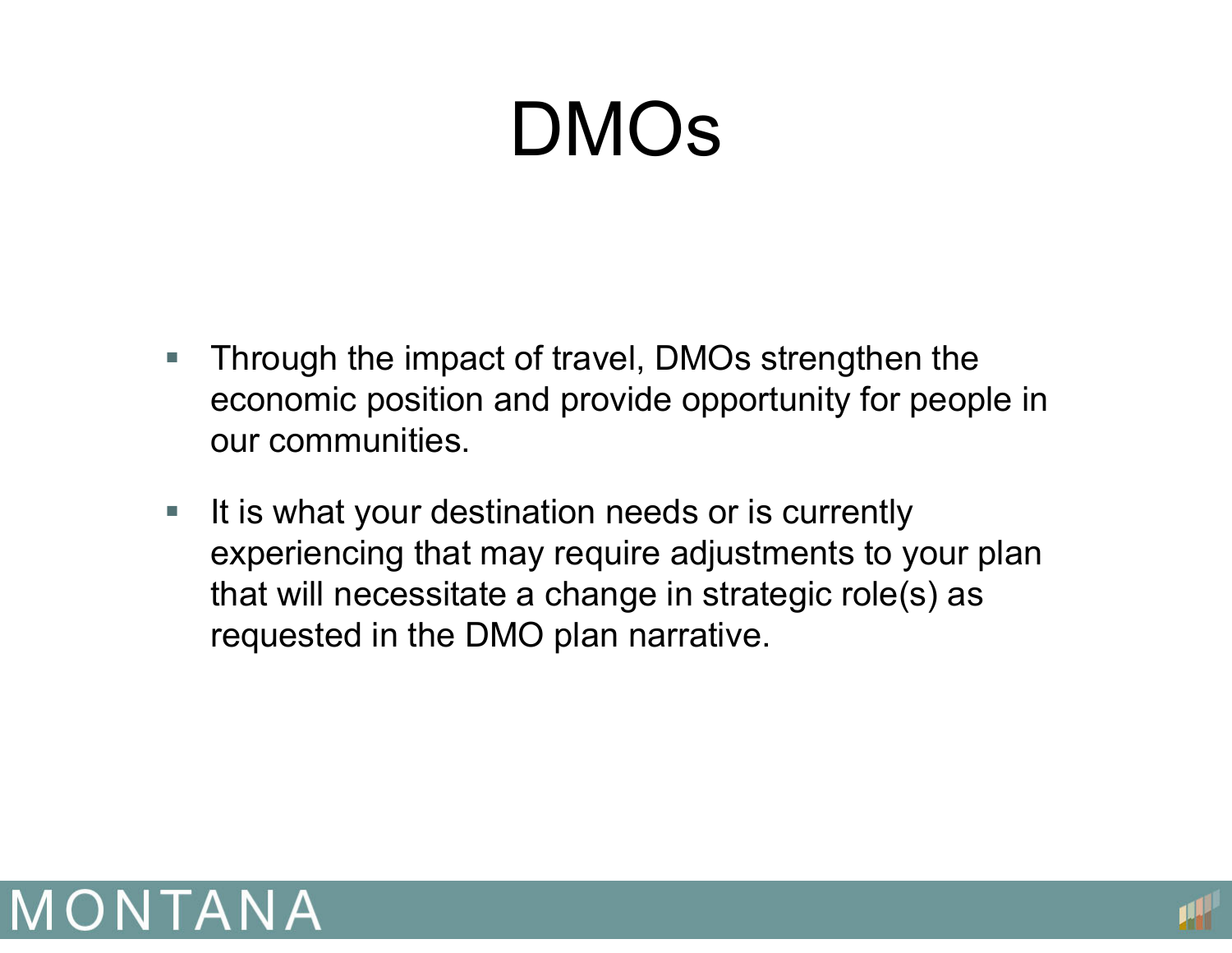# DMOs

- Through the impact of travel, DMOs strengthen the economic position and provide opportunity for people in our communities.
- It is what your destination needs or is currently experiencing that may require adjustments to your plan that will necessitate a change in strategic role(s) as requested in the DMO plan narrative.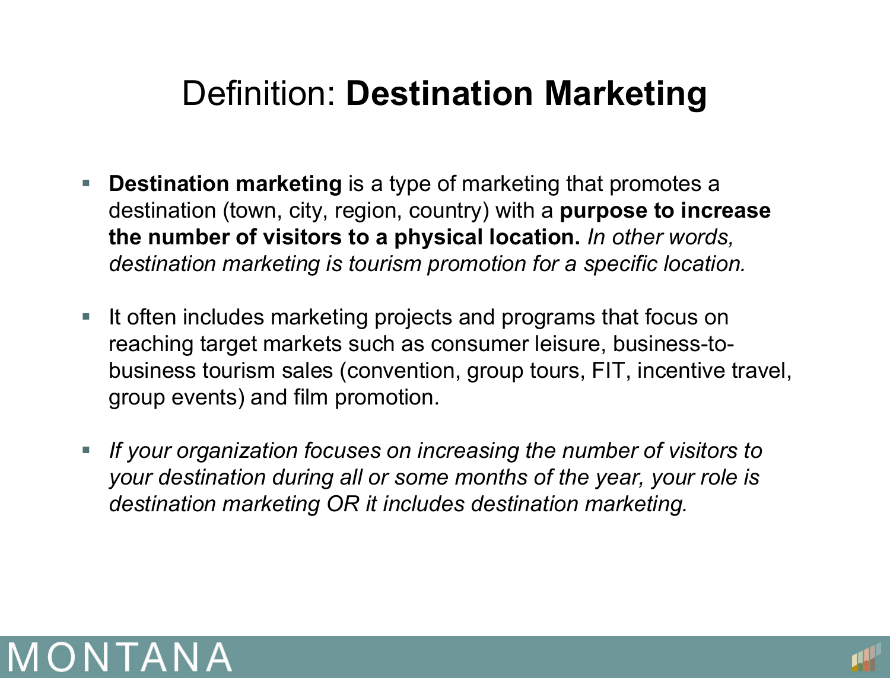# Definition: **Destination Marketing**

- **Destination marketing** is a type of marketing that promotes a destination (town, city, region, country) with a **purpose to increase the number of visitors to a physical location.** *In other words, destination marketing is tourism promotion for a specific location.*

- It often includes marketing projects and programs that focus on reaching target markets such as consumer leisure, business-to-business tourism sales (convention, group tours, FIT, incentive travel, group events) and film promotion.

- *If your organization focuses on increasing the number of visitors to your destination during all or some months of the year, your role is destination marketing OR it includes destination marketing.*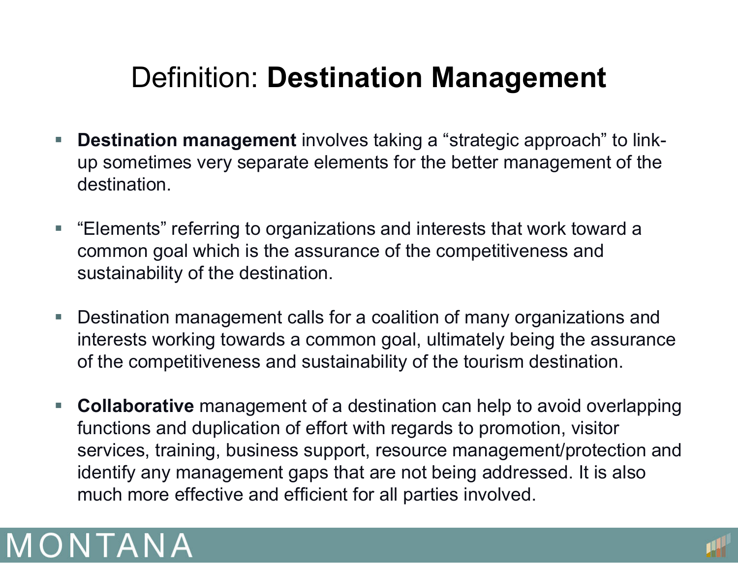# Definition: **Destination Management**

- **Destination management** involves taking a "strategic approach" to link-up sometimes very separate elements for the better management of the destination.

- "Elements" referring to organizations and interests that work toward a common goal which is the assurance of the competitiveness and sustainability of the destination.

- Destination management calls for a coalition of many organizations and interests working towards a common goal, ultimately being the assurance of the competitiveness and sustainability of the tourism destination.

- **Collaborative** management of a destination can help to avoid overlapping functions and duplication of effort with regards to promotion, visitor services, training, business support, resource management/protection and identify any management gaps that are not being addressed. It is also much more effective and efficient for all parties involved.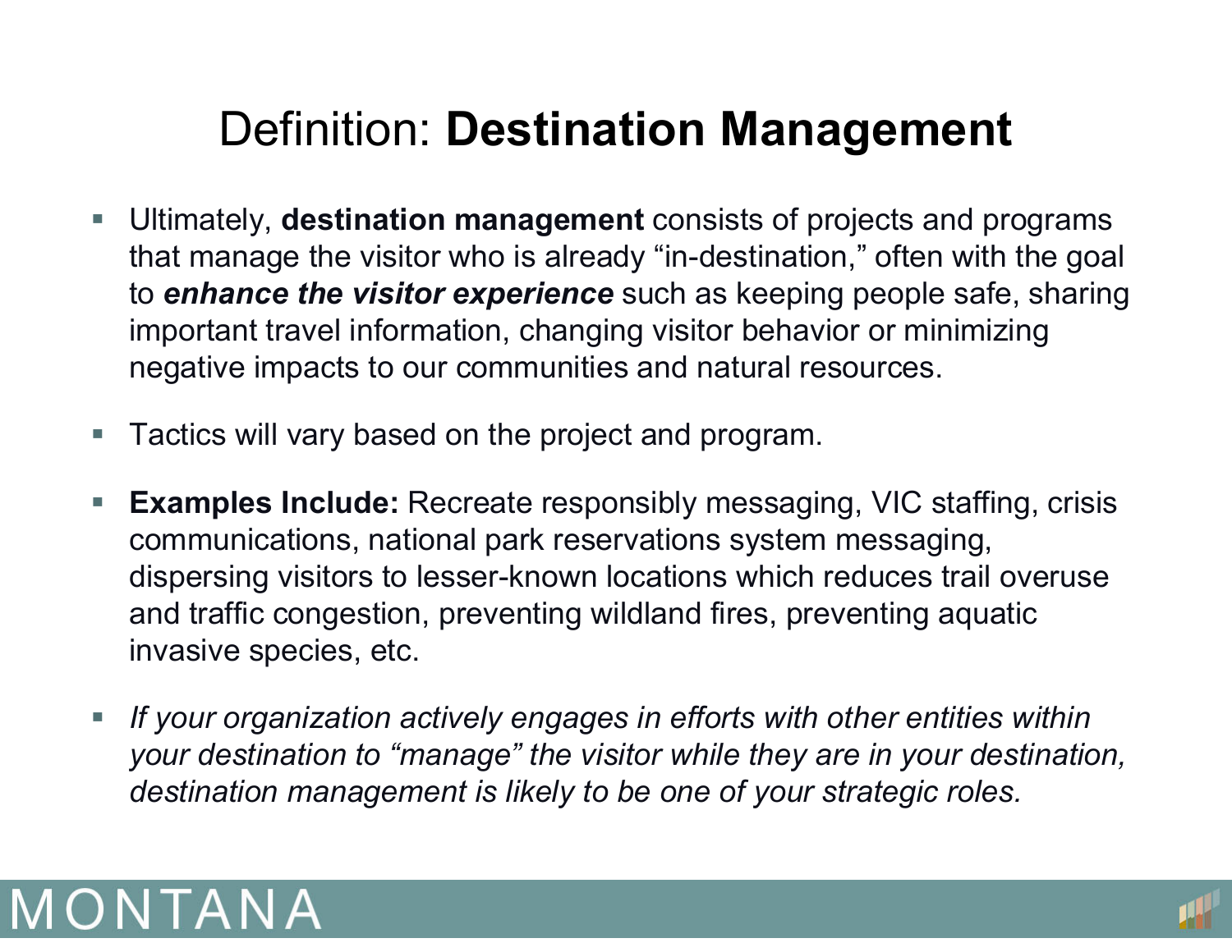# Definition: **Destination Management**

- Ultimately, **destination management** consists of projects and programs that manage the visitor who is already "in-destination," often with the goal to ***enhance the visitor experience*** such as keeping people safe, sharing important travel information, changing visitor behavior or minimizing negative impacts to our communities and natural resources.

- Tactics will vary based on the project and program.

- **Examples Include:** Recreate responsibly messaging, VIC staffing, crisis communications, national park reservations system messaging, dispersing visitors to lesser-known locations which reduces trail overuse and traffic congestion, preventing wildland fires, preventing aquatic invasive species, etc.

- *If your organization actively engages in efforts with other entities within your destination to "manage" the visitor while they are in your destination, destination management is likely to be one of your strategic roles.*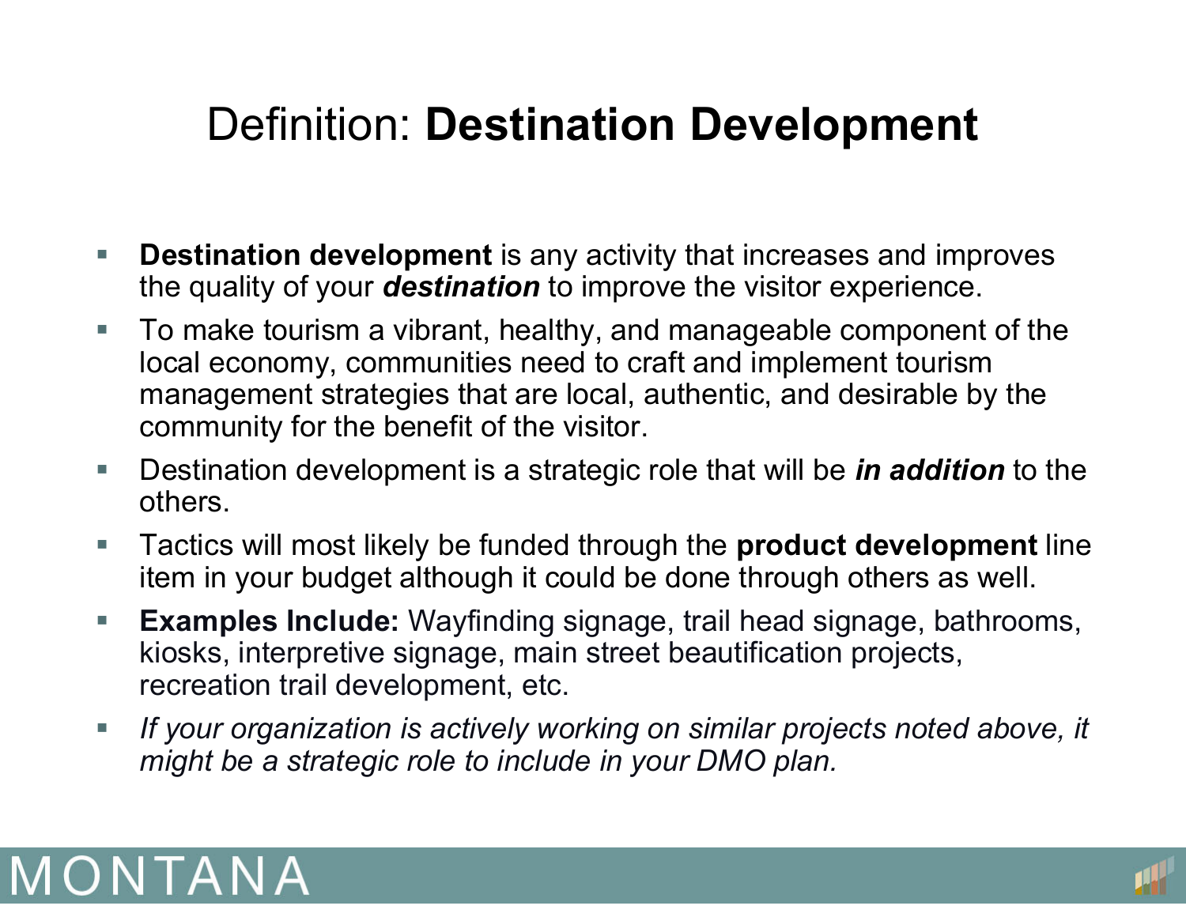# Definition: **Destination Development**

- **Destination development** is any activity that increases and improves the quality of your ***destination*** to improve the visitor experience.
- To make tourism a vibrant, healthy, and manageable component of the local economy, communities need to craft and implement tourism management strategies that are local, authentic, and desirable by the community for the benefit of the visitor.
- Destination development is a strategic role that will be ***in addition*** to the others.
- Tactics will most likely be funded through the **product development** line item in your budget although it could be done through others as well.
- **Examples Include:** Wayfinding signage, trail head signage, bathrooms, kiosks, interpretive signage, main street beautification projects, recreation trail development, etc.
- *If your organization is actively working on similar projects noted above, it might be a strategic role to include in your DMO plan.*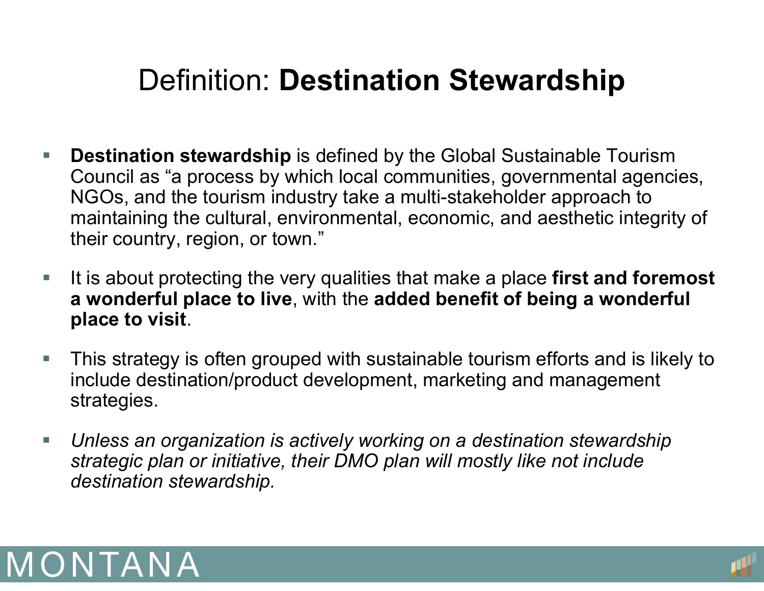# Definition: **Destination Stewardship**

- **Destination stewardship** is defined by the Global Sustainable Tourism Council as “a process by which local communities, governmental agencies, NGOs, and the tourism industry take a multi-stakeholder approach to maintaining the cultural, environmental, economic, and aesthetic integrity of their country, region, or town.”
- It is about protecting the very qualities that make a place **first and foremost a wonderful place to live**, with the **added benefit of being a wonderful place to visit**.
- This strategy is often grouped with sustainable tourism efforts and is likely to include destination/product development, marketing and management strategies.
- *Unless an organization is actively working on a destination stewardship strategic plan or initiative, their DMO plan will mostly like not include destination stewardship.*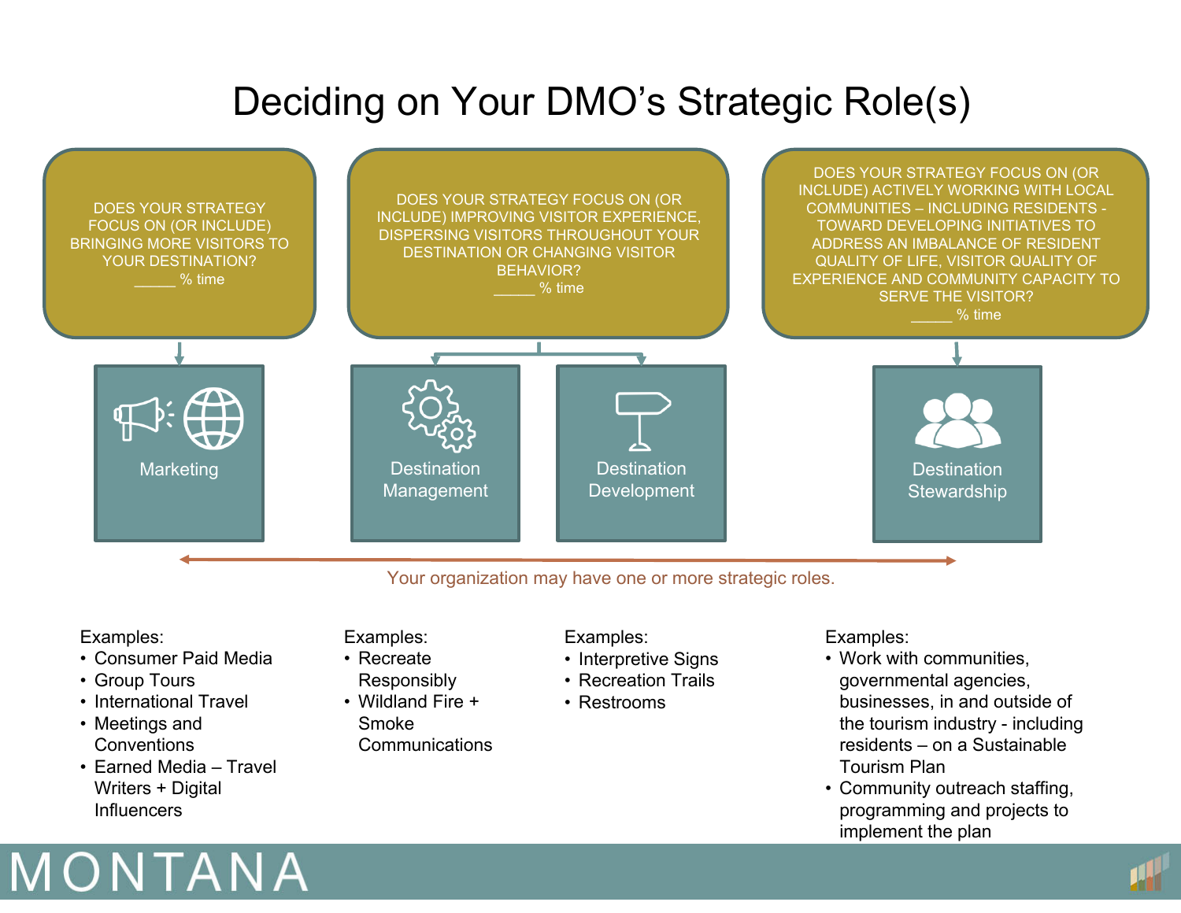# Deciding on Your DMO's Strategic Role(s)

DOES YOUR STRATEGY FOCUS ON (OR INCLUDE) BRINGING MORE VISITORS TO YOUR DESTINATION?
_____ % time

DOES YOUR STRATEGY FOCUS ON (OR INCLUDE) IMPROVING VISITOR EXPERIENCE, DISPERSING VISITORS THROUGHOUT YOUR DESTINATION OR CHANGING VISITOR BEHAVIOR?
_____ % time

DOES YOUR STRATEGY FOCUS ON (OR INCLUDE) ACTIVELY WORKING WITH LOCAL COMMUNITIES – INCLUDING RESIDENTS - TOWARD DEVELOPING INITIATIVES TO ADDRESS AN IMBALANCE OF RESIDENT QUALITY OF LIFE, VISITOR QUALITY OF EXPERIENCE AND COMMUNITY CAPACITY TO SERVE THE VISITOR?
_____ % time

Marketing

Destination Management

Destination Development

Destination Stewardship

Your organization may have one or more strategic roles.

**Marketing**

Examples:
- Consumer Paid Media
- Group Tours
- International Travel
- Meetings and Conventions
- Earned Media – Travel Writers + Digital Influencers

**Destination Management**

Examples:
- Recreate Responsibly
- Wildland Fire + Smoke Communications

**Destination Development**

Examples:
- Interpretive Signs
- Recreation Trails
- Restrooms

**Destination Stewardship**

Examples:
- Work with communities, governmental agencies, businesses, in and outside of the tourism industry - including residents – on a Sustainable Tourism Plan
- Community outreach staffing, programming and projects to implement the plan

MONTANA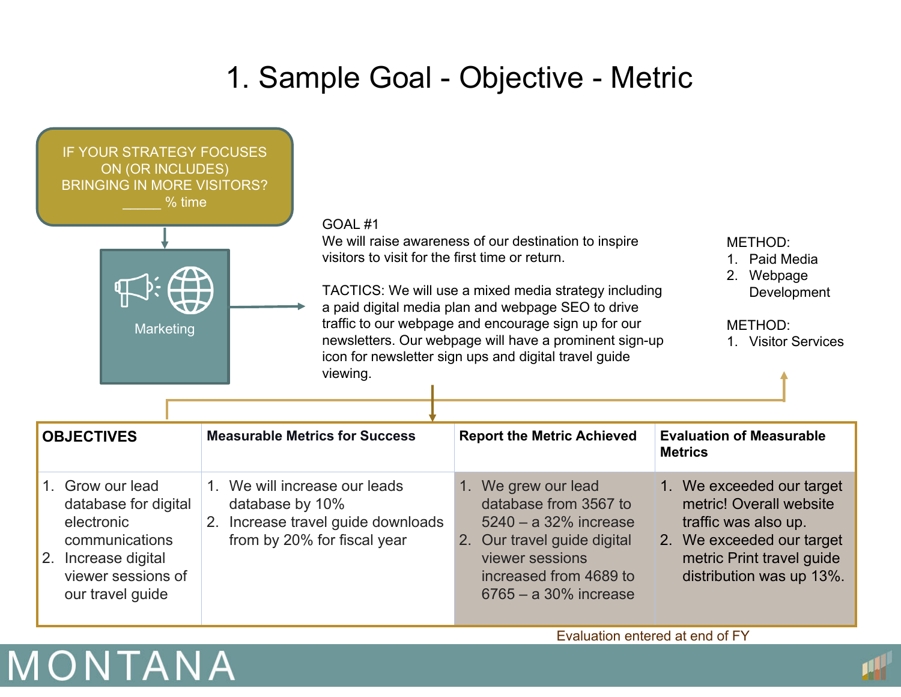# 1. Sample Goal - Objective - Metric

IF YOUR STRATEGY FOCUSES ON (OR INCLUDES) BRINGING IN MORE VISITORS? _____ % time

Marketing

GOAL #1
We will raise awareness of our destination to inspire visitors to visit for the first time or return.

TACTICS: We will use a mixed media strategy including a paid digital media plan and webpage SEO to drive traffic to our webpage and encourage sign up for our newsletters. Our webpage will have a prominent sign-up icon for newsletter sign ups and digital travel guide viewing.

METHOD:
1. Paid Media
2. Webpage Development

METHOD:
1. Visitor Services

| OBJECTIVES | Measurable Metrics for Success | Report the Metric Achieved | Evaluation of Measurable Metrics |
|---|---|---|---|
| 1. Grow our lead database for digital electronic communications<br>2. Increase digital viewer sessions of our travel guide | 1. We will increase our leads database by 10%<br>2. Increase travel guide downloads from by 20% for fiscal year | 1. We grew our lead database from 3567 to 5240 – a 32% increase<br>2. Our travel guide digital viewer sessions increased from 4689 to 6765 – a 30% increase | 1. We exceeded our target metric! Overall website traffic was also up.<br>2. We exceeded our target metric Print travel guide distribution was up 13%. |

Evaluation entered at end of FY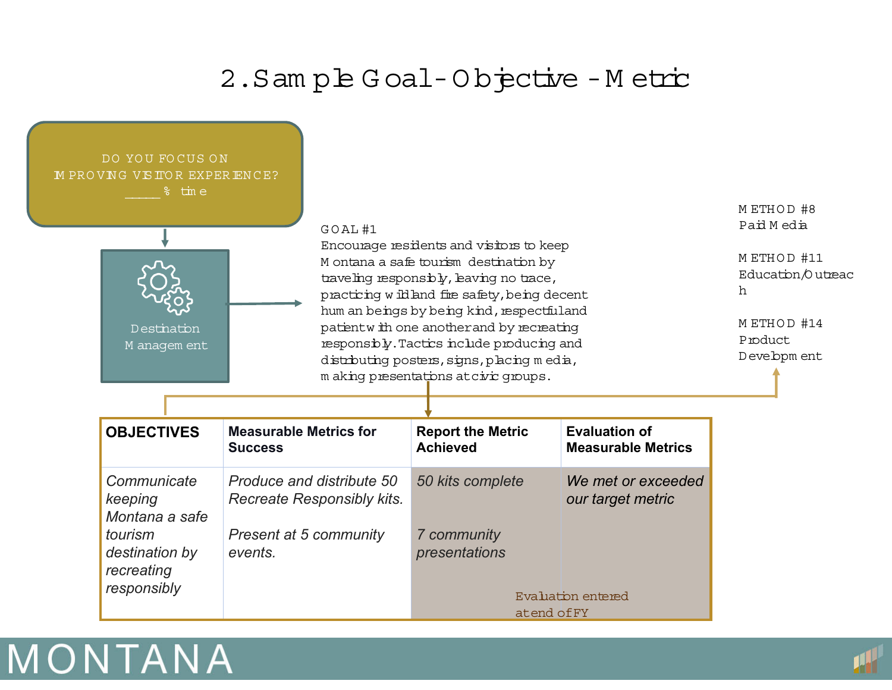# 2. Sample Goal-Objective-Metric

DO YOU FOCUS ON IMPROVING VISITOR EXPERIENCE?
_____ % time

Destination Management

GOAL #1
Encourage residents and visitors to keep Montana a safe tourism destination by traveling responsibly, leaving no trace, practicing wildland fire safety, being decent human beings by being kind, respectful and patient with one another and by recreating responsibly. Tactics include producing and distributing posters, signs, placing media, making presentations at civic groups.

METHOD #8
Paid Media

METHOD #11
Education/Outreach

METHOD #14
Product Development

| OBJECTIVES | Measurable Metrics for Success | Report the Metric Achieved | Evaluation of Measurable Metrics |
|---|---|---|---|
| *Communicate keeping Montana a safe tourism destination by recreating responsibly* | *Produce and distribute 50 Recreate Responsibly kits.*<br><br>*Present at 5 community events.* | *50 kits complete*<br><br>*7 community presentations* | *We met or exceeded our target metric* |

Evaluation entered at end of FY

MONTANA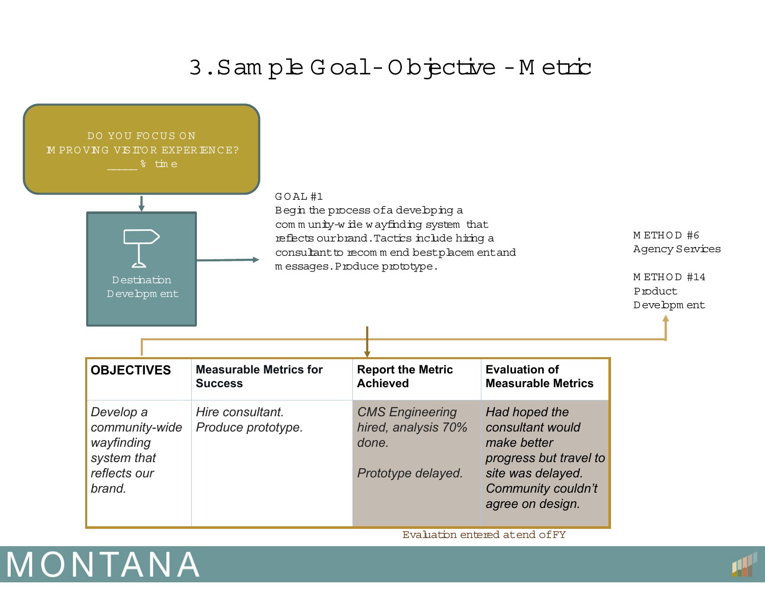# 3. Sample Goal-Objective-Metric

DO YOU FOCUS ON IMPROVING VISITOR EXPERIENCE?
_____ % time

Destination Development

GOAL #1
Begin the process of a developing a community-wide wayfinding system that reflects our brand. Tactics include hiring a consultant to recommend best placement and messages. Produce prototype.

METHOD #6
Agency Services

METHOD #14
Product Development

| OBJECTIVES | Measurable Metrics for Success | Report the Metric Achieved | Evaluation of Measurable Metrics |
|---|---|---|---|
| *Develop a community-wide wayfinding system that reflects our brand.* | *Hire consultant. Produce prototype.* | *CMS Engineering hired, analysis 70% done.*<br><br>*Prototype delayed.* | *Had hoped the consultant would make better progress but travel to site was delayed. Community couldn't agree on design.* |

Evaluation entered at end of FY

MONTANA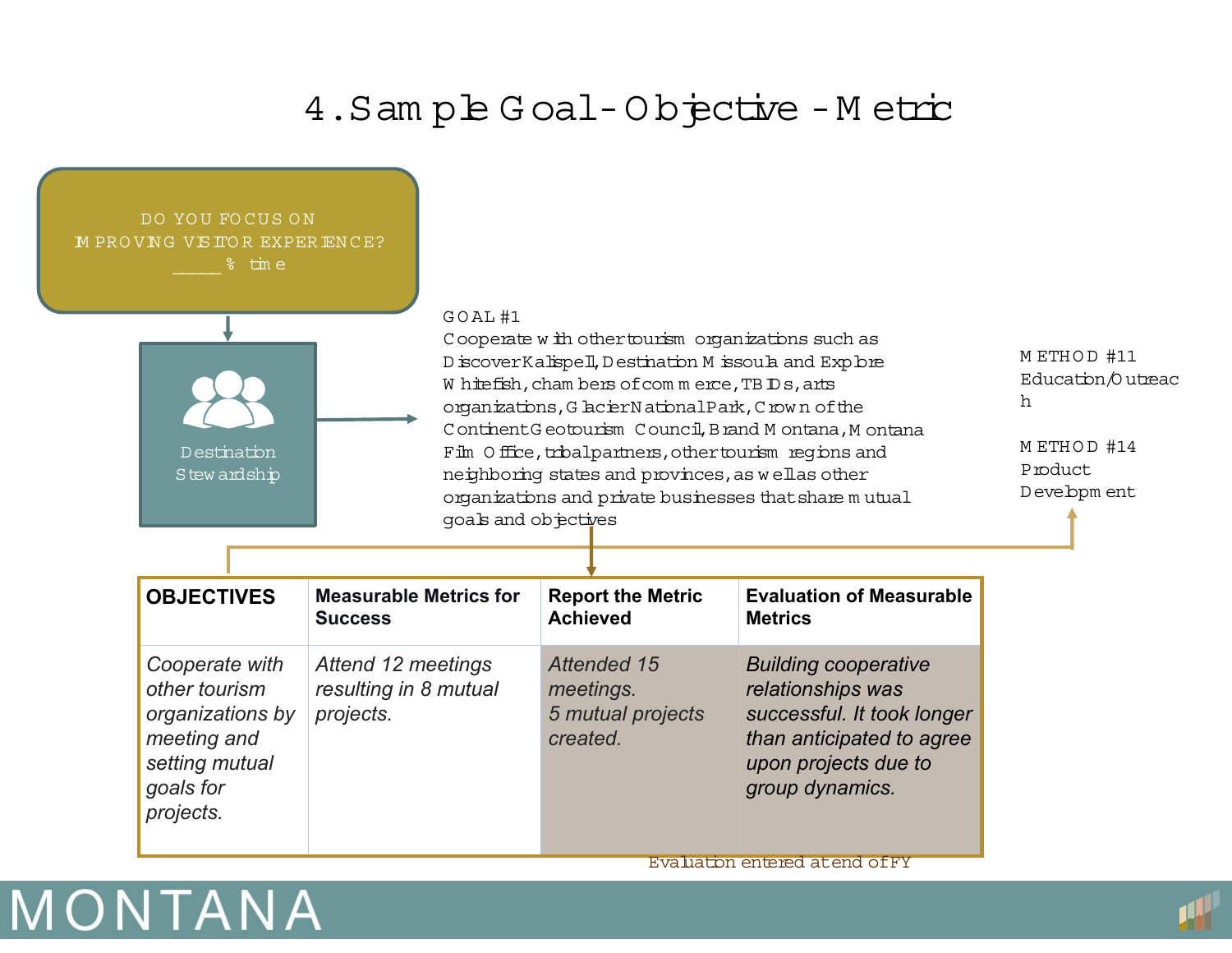# 4. Sample Goal-Objective-Metric

DO YOU FOCUS ON IMPROVING VISITOR EXPERIENCE?
_____ % time

Destination Stewardship

GOAL #1
Cooperate with other tourism organizations such as Discover Kalispell, Destination Missoula and Explore Whitefish, chambers of commerce, TBIDs, arts organizations, Glacier National Park, Crown of the Continent Geotourism Council, Brand Montana, Montana Film Office, tribal partners, other tourism regions and neighboring states and provinces, as well as other organizations and private businesses that share mutual goals and objectives

METHOD #11
Education/Outreach

METHOD #14
Product Development

| OBJECTIVES | Measurable Metrics for Success | Report the Metric Achieved | Evaluation of Measurable Metrics |
|---|---|---|---|
| *Cooperate with other tourism organizations by meeting and setting mutual goals for projects.* | *Attend 12 meetings resulting in 8 mutual projects.* | *Attended 15 meetings. 5 mutual projects created.* | *Building cooperative relationships was successful. It took longer than anticipated to agree upon projects due to group dynamics.* |

Evaluation entered at end of FY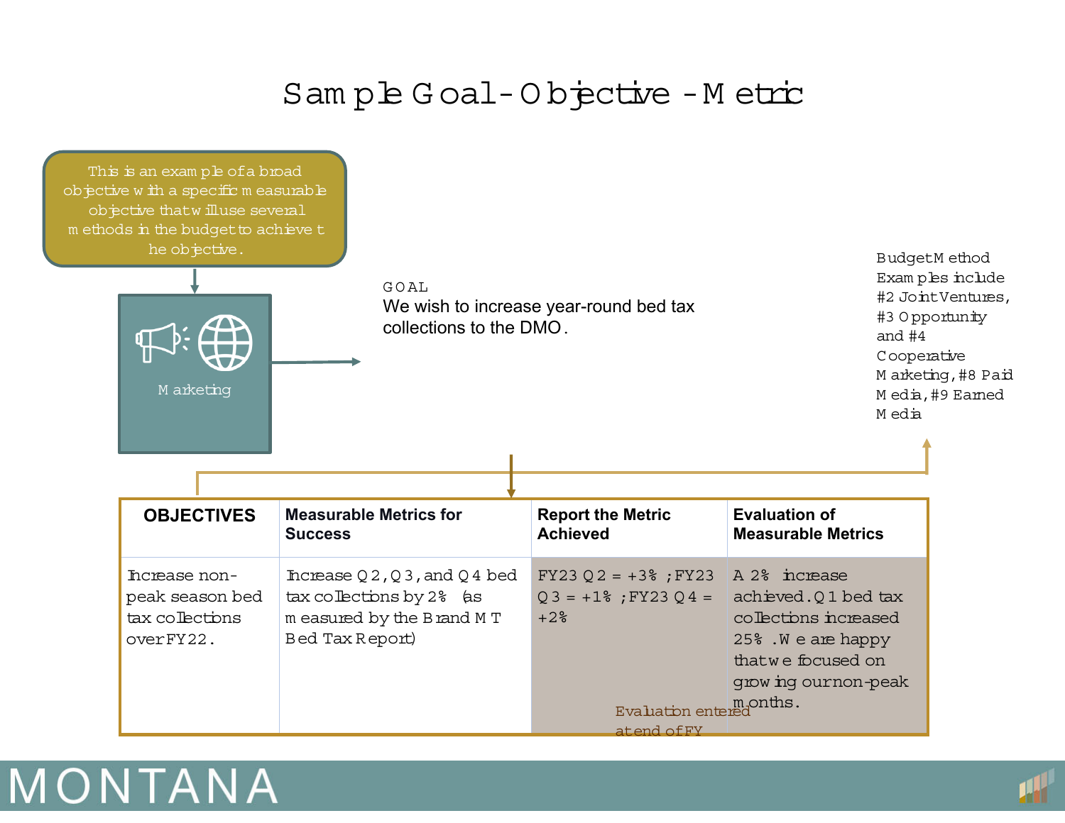# Sample Goal-Objective-Metric

This is an example of a broad objective with a specific measurable objective that will use several methods in the budget to achieve the objective.

Marketing

GOAL
We wish to increase year-round bed tax collections to the DMO.

Budget Method Examples include #2 Joint Ventures, #3 Opportunity and #4 Cooperative Marketing, #8 Paid Media, #9 Earned Media

| OBJECTIVES | Measurable Metrics for Success | Report the Metric Achieved | Evaluation of Measurable Metrics |
|---|---|---|---|
| Increase non-peak season bed tax collections over FY22. | Increase Q2, Q3, and Q4 bed tax collections by 2% (as measured by the Brand MT Bed Tax Report) | FY23 Q2 = +3%; FY23 Q3 = +1%; FY23 Q4 = +2% | A 2% increase achieved. Q1 bed tax collections increased 25%. We are happy that we focused on growing our non-peak months. |

Evaluation entered at end of FY

MONTANA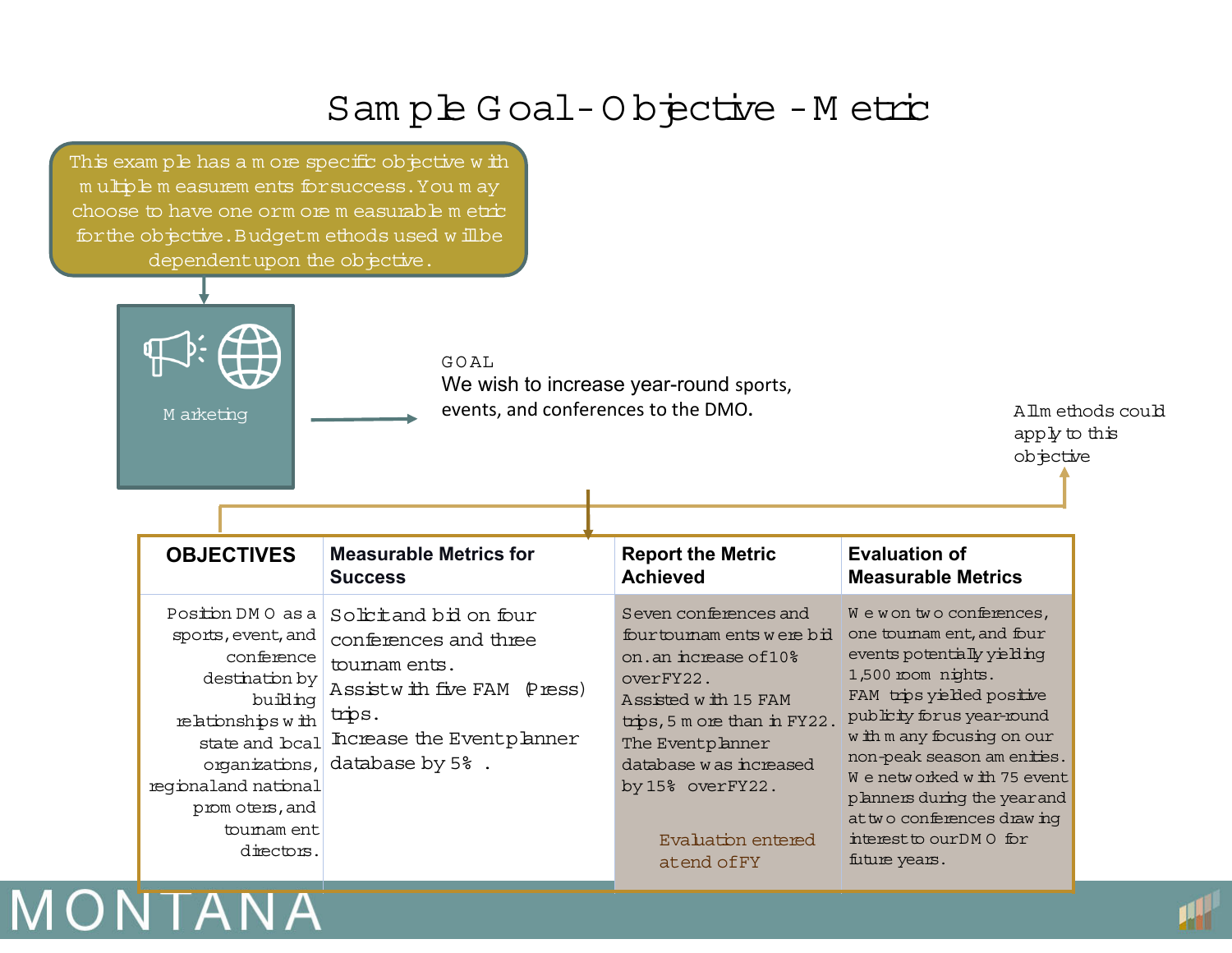# Sample Goal-Objective-Metric

This example has a more specific objective with multiple measurements for success. You may choose to have one or more measurable metric for the objective. Budget methods used will be dependent upon the objective.

Marketing

GOAL
We wish to increase year-round sports, events, and conferences to the DMO.

All methods could apply to this objective

| OBJECTIVES | Measurable Metrics for Success | Report the Metric Achieved | Evaluation of Measurable Metrics |
|---|---|---|---|
| Position DMO as a sports, event, and conference destination by building relationships with state and local organizations, regional and national promoters, and tournament directors. | Solicit and bid on four conferences and three tournaments. Assist with five FAM (Press) trips. Increase the Event planner database by 5% . | Seven conferences and four tournaments were bid on. an increase of 10% over FY22. Assisted with 15 FAM trips, 5 more than in FY22. The Event planner database was increased by 15% over FY22. Evaluation entered at end of FY | We won two conferences, one tournament, and four events potentially yielding 1,500 room nights. FAM trips yielded positive publicity for us year-round with many focusing on our non-peak season amenities. We networked with 75 event planners during the year and at two conferences drawing interest to our DMO for future years. |

MONTANA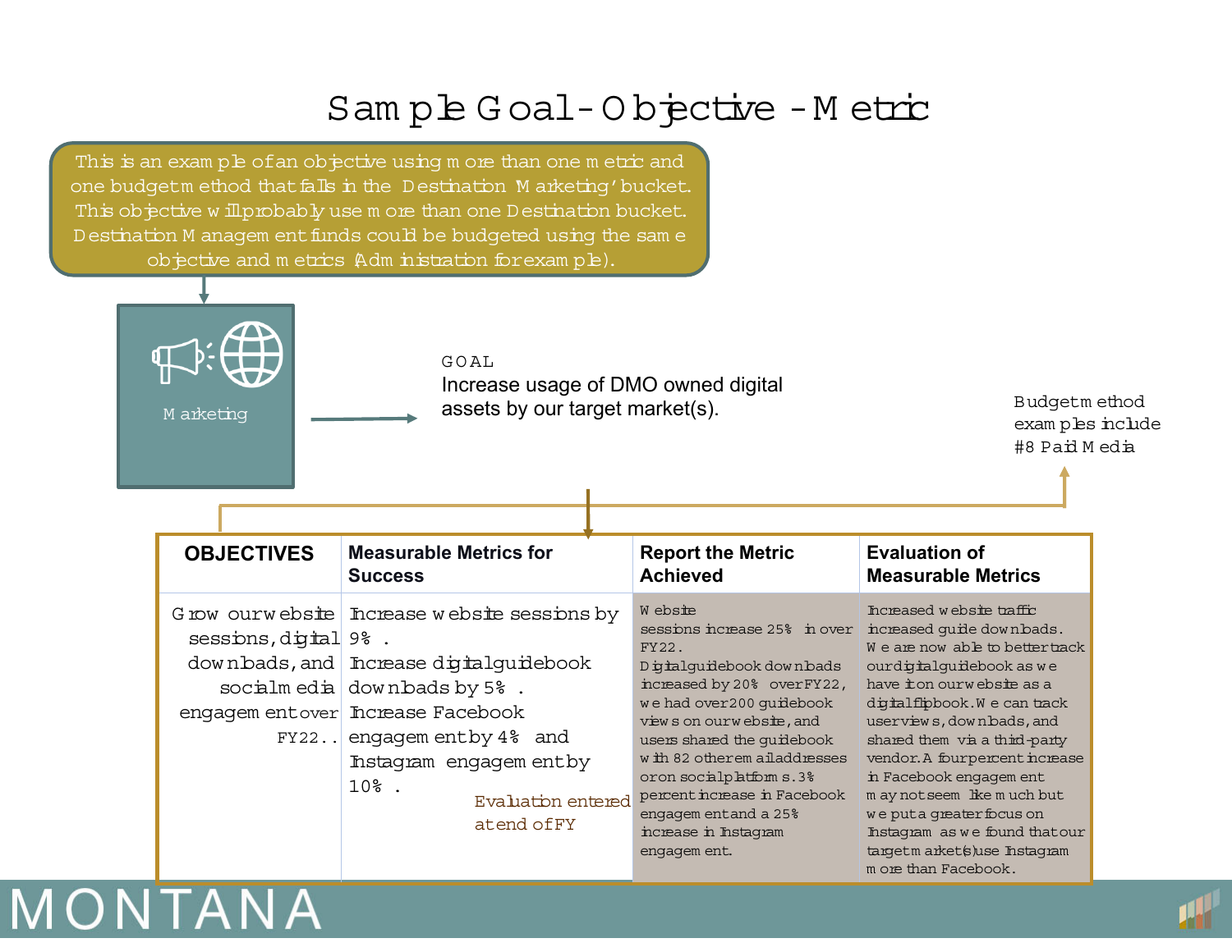# Sample Goal-Objective-Metric

This is an example of an objective using more than one metric and one budget method that falls in the Destination Marketing' bucket. This objective will probably use more than one Destination bucket. Destination Management funds could be budgeted using the same objective and metrics (Administration for example).

Marketing

GOAL
Increase usage of DMO owned digital assets by our target market(s).

Budget method examples include #8 Paid Media

| OBJECTIVES | Measurable Metrics for Success | Report the Metric Achieved | Evaluation of Measurable Metrics |
|---|---|---|---|
| Grow our website sessions, digital downloads, and social media engagement over FY22.. | Increase website sessions by 9%. Increase digital guidebook downloads by 5%. Increase Facebook engagement by 4% and Instagram engagement by 10%. <br> Evaluation entered at end of FY | Website sessions increase 25% in over FY22. Digital guidebook downloads increased by 20% over FY22, we had over 200 guidebook views on our website, and users shared the guidebook with 82 other email addresses or on social platforms. 3% percent increase in Facebook engagement and a 25% increase in Instagram engagement. | Increased website traffic increased guide downloads. We are now able to better track our digital guidebook as we have it on our website as a digital flipbook. We can track user views, downloads, and shared them via a third-party vendor. A four percent increase in Facebook engagement may not seem like much but we put a greater focus on Instagram as we found that our target market(s) use Instagram more than Facebook. |

MONTANA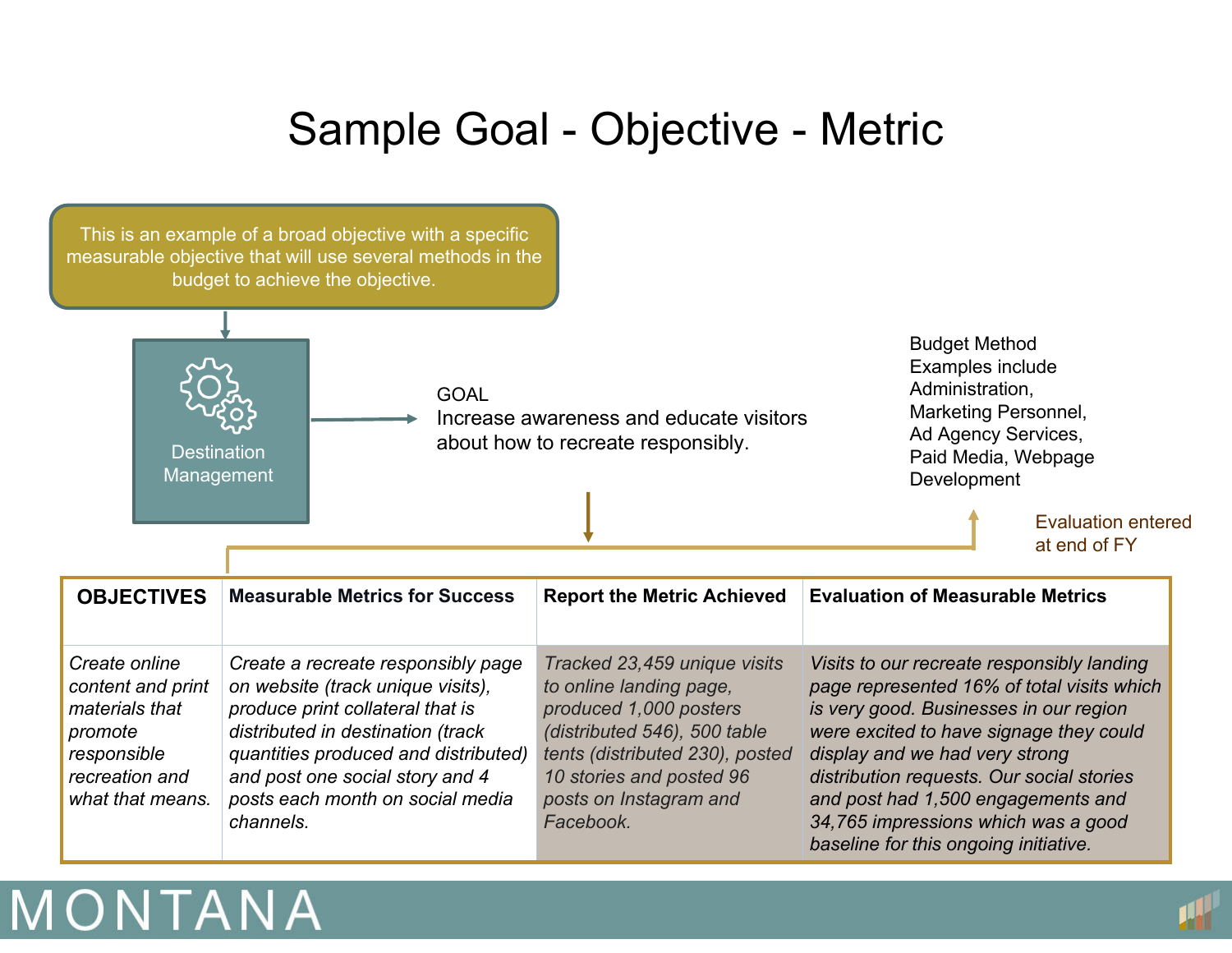# Sample Goal - Objective - Metric

This is an example of a broad objective with a specific measurable objective that will use several methods in the budget to achieve the objective.

Destination Management

GOAL
Increase awareness and educate visitors about how to recreate responsibly.

Budget Method Examples include Administration, Marketing Personnel, Ad Agency Services, Paid Media, Webpage Development

Evaluation entered at end of FY

| OBJECTIVES | Measurable Metrics for Success | Report the Metric Achieved | Evaluation of Measurable Metrics |
|---|---|---|---|
| *Create online content and print materials that promote responsible recreation and what that means.* | *Create a recreate responsibly page on website (track unique visits), produce print collateral that is distributed in destination (track quantities produced and distributed) and post one social story and 4 posts each month on social media channels.* | *Tracked 23,459 unique visits to online landing page, produced 1,000 posters (distributed 546), 500 table tents (distributed 230), posted 10 stories and posted 96 posts on Instagram and Facebook.* | *Visits to our recreate responsibly landing page represented 16% of total visits which is very good. Businesses in our region were excited to have signage they could display and we had very strong distribution requests. Our social stories and post had 1,500 engagements and 34,765 impressions which was a good baseline for this ongoing initiative.* |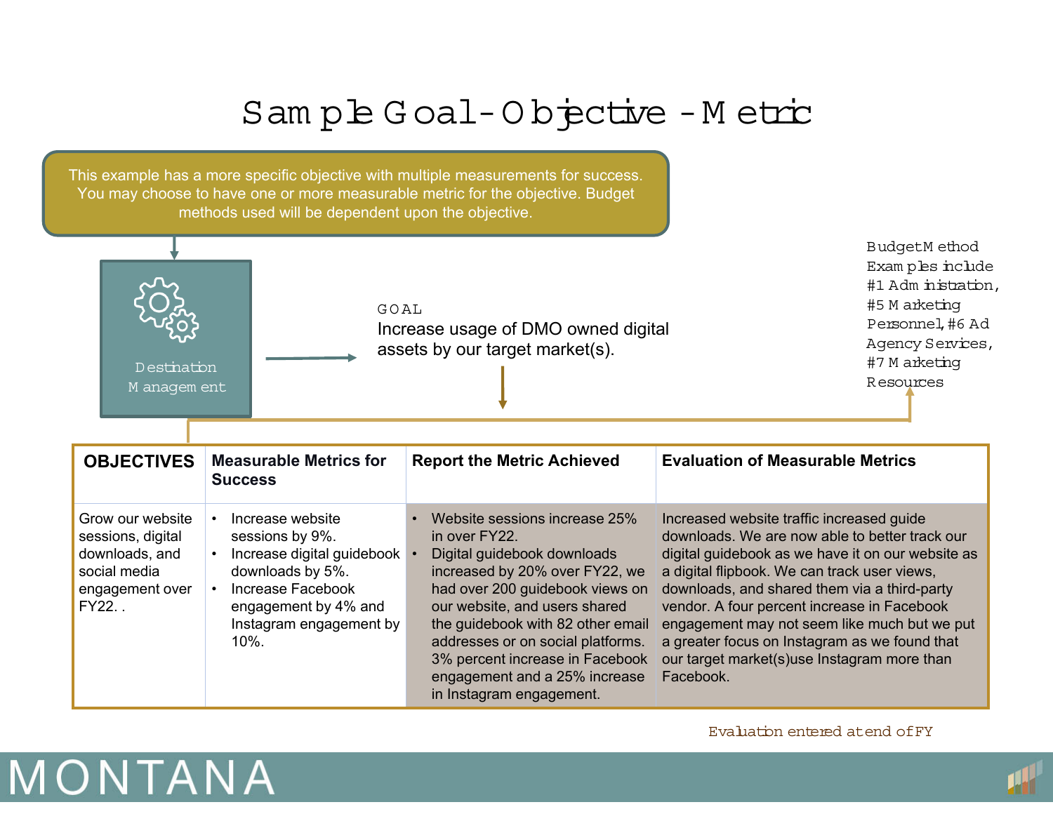# Sample Goal-Objective-Metric

This example has a more specific objective with multiple measurements for success. You may choose to have one or more measurable metric for the objective. Budget methods used will be dependent upon the objective.

Destination Management

GOAL
Increase usage of DMO owned digital assets by our target market(s).

Budget Method Examples include #1 Administration, #5 Marketing Personnel, #6 Ad Agency Services, #7 Marketing Resources

| OBJECTIVES | Measurable Metrics for Success | Report the Metric Achieved | Evaluation of Measurable Metrics |
|---|---|---|---|
| Grow our website sessions, digital downloads, and social media engagement over FY22. . | • Increase website sessions by 9%.<br>• Increase digital guidebook downloads by 5%.<br>• Increase Facebook engagement by 4% and Instagram engagement by 10%. | • Website sessions increase 25% in over FY22.<br>• Digital guidebook downloads increased by 20% over FY22, we had over 200 guidebook views on our website, and users shared the guidebook with 82 other email addresses or on social platforms. 3% percent increase in Facebook engagement and a 25% increase in Instagram engagement. | Increased website traffic increased guide downloads. We are now able to better track our digital guidebook as we have it on our website as a digital flipbook. We can track user views, downloads, and shared them via a third-party vendor. A four percent increase in Facebook engagement may not seem like much but we put a greater focus on Instagram as we found that our target market(s)use Instagram more than Facebook. |

Evaluation entered at end of FY

MONTANA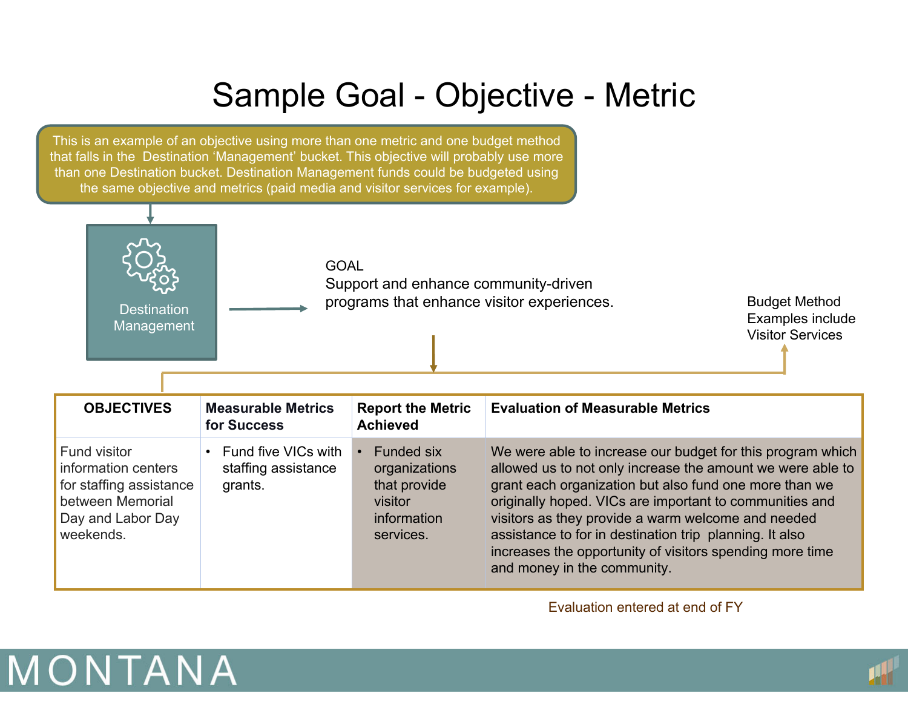# Sample Goal - Objective - Metric

This is an example of an objective using more than one metric and one budget method that falls in the Destination 'Management' bucket. This objective will probably use more than one Destination bucket. Destination Management funds could be budgeted using the same objective and metrics (paid media and visitor services for example).

Destination Management

GOAL
Support and enhance community-driven programs that enhance visitor experiences.

Budget Method Examples include Visitor Services

| OBJECTIVES | Measurable Metrics for Success | Report the Metric Achieved | Evaluation of Measurable Metrics |
|---|---|---|---|
| Fund visitor information centers for staffing assistance between Memorial Day and Labor Day weekends. | • Fund five VICs with staffing assistance grants. | • Funded six organizations that provide visitor information services. | We were able to increase our budget for this program which allowed us to not only increase the amount we were able to grant each organization but also fund one more than we originally hoped. VICs are important to communities and visitors as they provide a warm welcome and needed assistance to for in destination trip planning. It also increases the opportunity of visitors spending more time and money in the community. |

Evaluation entered at end of FY

MONTANA